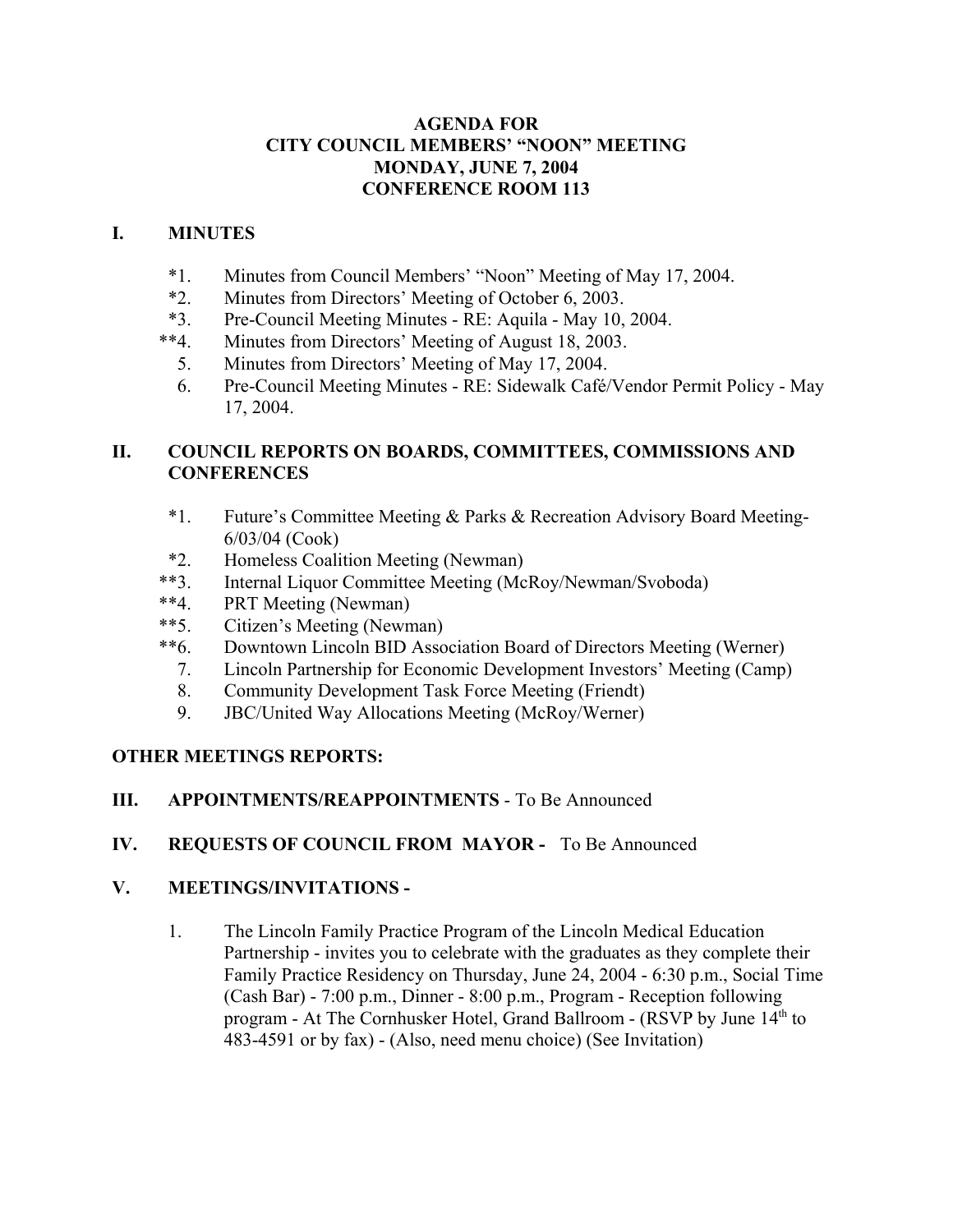# AGENDA FOR CITY COUNCIL MEMBERS' "NOON" MEETING MONDAY, JUNE 7, 2004 CONFERENCE ROOM 113

## I. MINUTES

*1. Minutes from Council Members' "Noon" Meeting of May 17, 2004.
*2. Minutes from Directors' Meeting of October 6, 2003.
*3. Pre-Council Meeting Minutes - RE: Aquila - May 10, 2004.
**4. Minutes from Directors' Meeting of August 18, 2003.
5. Minutes from Directors' Meeting of May 17, 2004.
6. Pre-Council Meeting Minutes - RE: Sidewalk Café/Vendor Permit Policy - May 17, 2004.

## II. COUNCIL REPORTS ON BOARDS, COMMITTEES, COMMISSIONS AND CONFERENCES

*1. Future's Committee Meeting & Parks & Recreation Advisory Board Meeting- 6/03/04 (Cook)
*2. Homeless Coalition Meeting (Newman)
**3. Internal Liquor Committee Meeting (McRoy/Newman/Svoboda)
**4. PRT Meeting (Newman)
**5. Citizen's Meeting (Newman)
**6. Downtown Lincoln BID Association Board of Directors Meeting (Werner)
7. Lincoln Partnership for Economic Development Investors' Meeting (Camp)
8. Community Development Task Force Meeting (Friendt)
9. JBC/United Way Allocations Meeting (McRoy/Werner)

## OTHER MEETINGS REPORTS:

## III. APPOINTMENTS/REAPPOINTMENTS - To Be Announced

## IV. REQUESTS OF COUNCIL FROM MAYOR - To Be Announced

## V. MEETINGS/INVITATIONS -

1. The Lincoln Family Practice Program of the Lincoln Medical Education Partnership - invites you to celebrate with the graduates as they complete their Family Practice Residency on Thursday, June 24, 2004 - 6:30 p.m., Social Time (Cash Bar) - 7:00 p.m., Dinner - 8:00 p.m., Program - Reception following program - At The Cornhusker Hotel, Grand Ballroom - (RSVP by June 14th to 483-4591 or by fax) - (Also, need menu choice) (See Invitation)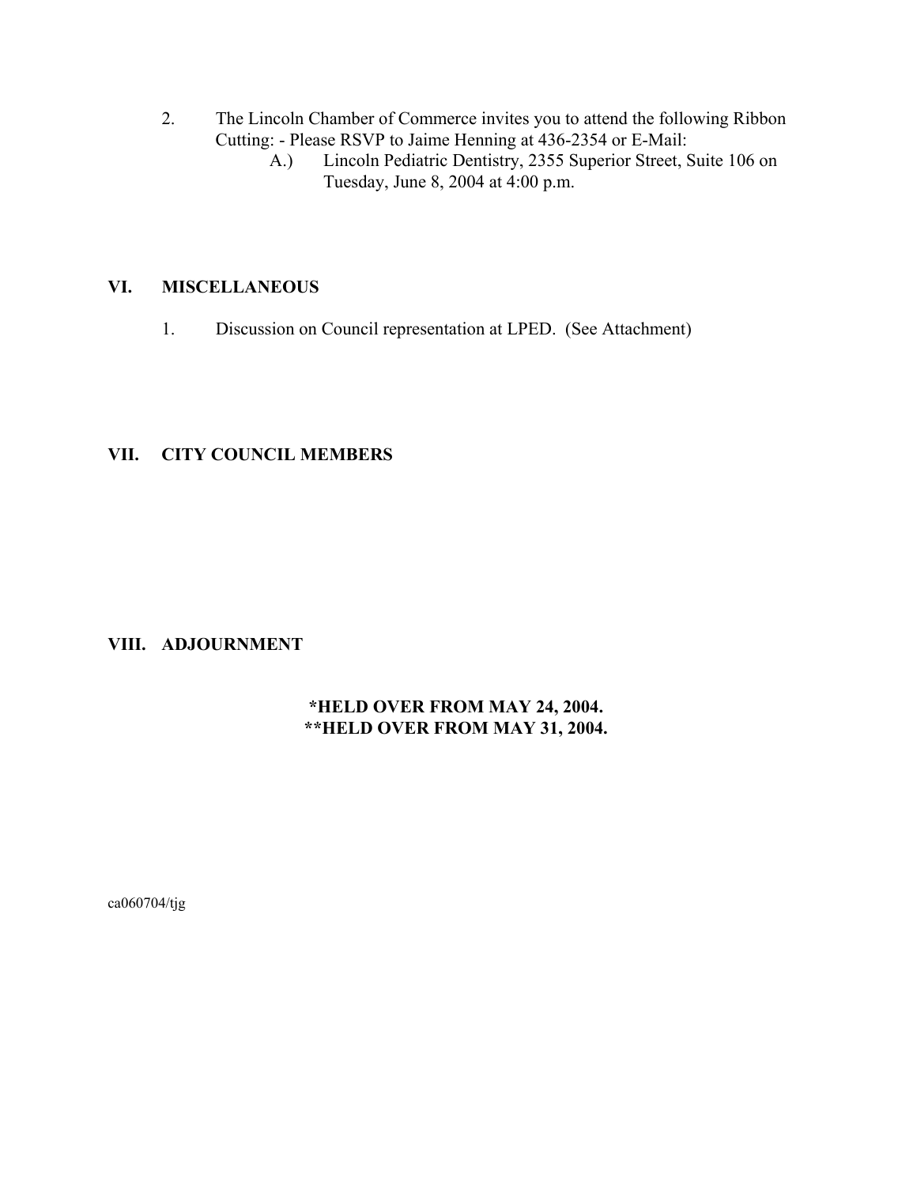2. The Lincoln Chamber of Commerce invites you to attend the following Ribbon Cutting: - Please RSVP to Jaime Henning at 436-2354 or E-Mail:
   - A.) Lincoln Pediatric Dentistry, 2355 Superior Street, Suite 106 on Tuesday, June 8, 2004 at 4:00 p.m.

## VI. MISCELLANEOUS

1. Discussion on Council representation at LPED. (See Attachment)

## VII. CITY COUNCIL MEMBERS

## VIII. ADJOURNMENT

**\*HELD OVER FROM MAY 24, 2004.**
**\*\*HELD OVER FROM MAY 31, 2004.**

ca060704/tjg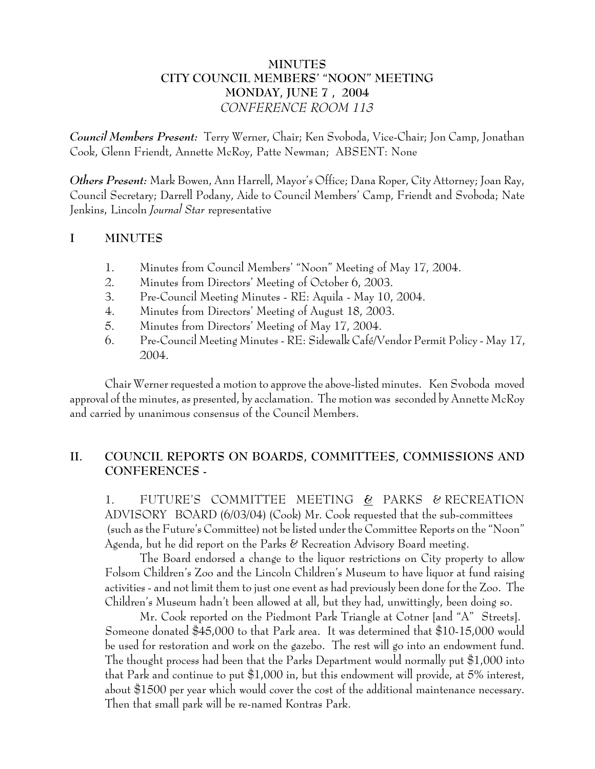# MINUTES
# CITY COUNCIL MEMBERS' "NOON" MEETING
# MONDAY, JUNE 7 , 2004
*CONFERENCE ROOM 113*

***Council Members Present:*** Terry Werner, Chair; Ken Svoboda, Vice-Chair; Jon Camp, Jonathan Cook, Glenn Friendt, Annette McRoy, Patte Newman; ABSENT: None

***Others Present:*** Mark Bowen, Ann Harrell, Mayor's Office; Dana Roper, City Attorney; Joan Ray, Council Secretary; Darrell Podany, Aide to Council Members' Camp, Friendt and Svoboda; Nate Jenkins, Lincoln *Journal Star* representative

## I MINUTES

1. Minutes from Council Members' "Noon" Meeting of May 17, 2004.
2. Minutes from Directors' Meeting of October 6, 2003.
3. Pre-Council Meeting Minutes - RE: Aquila - May 10, 2004.
4. Minutes from Directors' Meeting of August 18, 2003.
5. Minutes from Directors' Meeting of May 17, 2004.
6. Pre-Council Meeting Minutes - RE: Sidewalk Café/Vendor Permit Policy - May 17, 2004.

Chair Werner requested a motion to approve the above-listed minutes. Ken Svoboda moved approval of the minutes, as presented, by acclamation. The motion was seconded by Annette McRoy and carried by unanimous consensus of the Council Members.

## II. COUNCIL REPORTS ON BOARDS, COMMITTEES, COMMISSIONS AND CONFERENCES -

1. FUTURE'S COMMITTEE MEETING & PARKS & RECREATION ADVISORY BOARD (6/03/04) (Cook) Mr. Cook requested that the sub-committees (such as the Future's Committee) not be listed under the Committee Reports on the "Noon" Agenda, but he did report on the Parks & Recreation Advisory Board meeting.

The Board endorsed a change to the liquor restrictions on City property to allow Folsom Children's Zoo and the Lincoln Children's Museum to have liquor at fund raising activities - and not limit them to just one event as had previously been done for the Zoo. The Children's Museum hadn't been allowed at all, but they had, unwittingly, been doing so.

Mr. Cook reported on the Piedmont Park Triangle at Cotner [and "A" Streets]. Someone donated $45,000 to that Park area. It was determined that $10-15,000 would be used for restoration and work on the gazebo. The rest will go into an endowment fund. The thought process had been that the Parks Department would normally put $1,000 into that Park and continue to put $1,000 in, but this endowment will provide, at 5% interest, about $1500 per year which would cover the cost of the additional maintenance necessary. Then that small park will be re-named Kontras Park.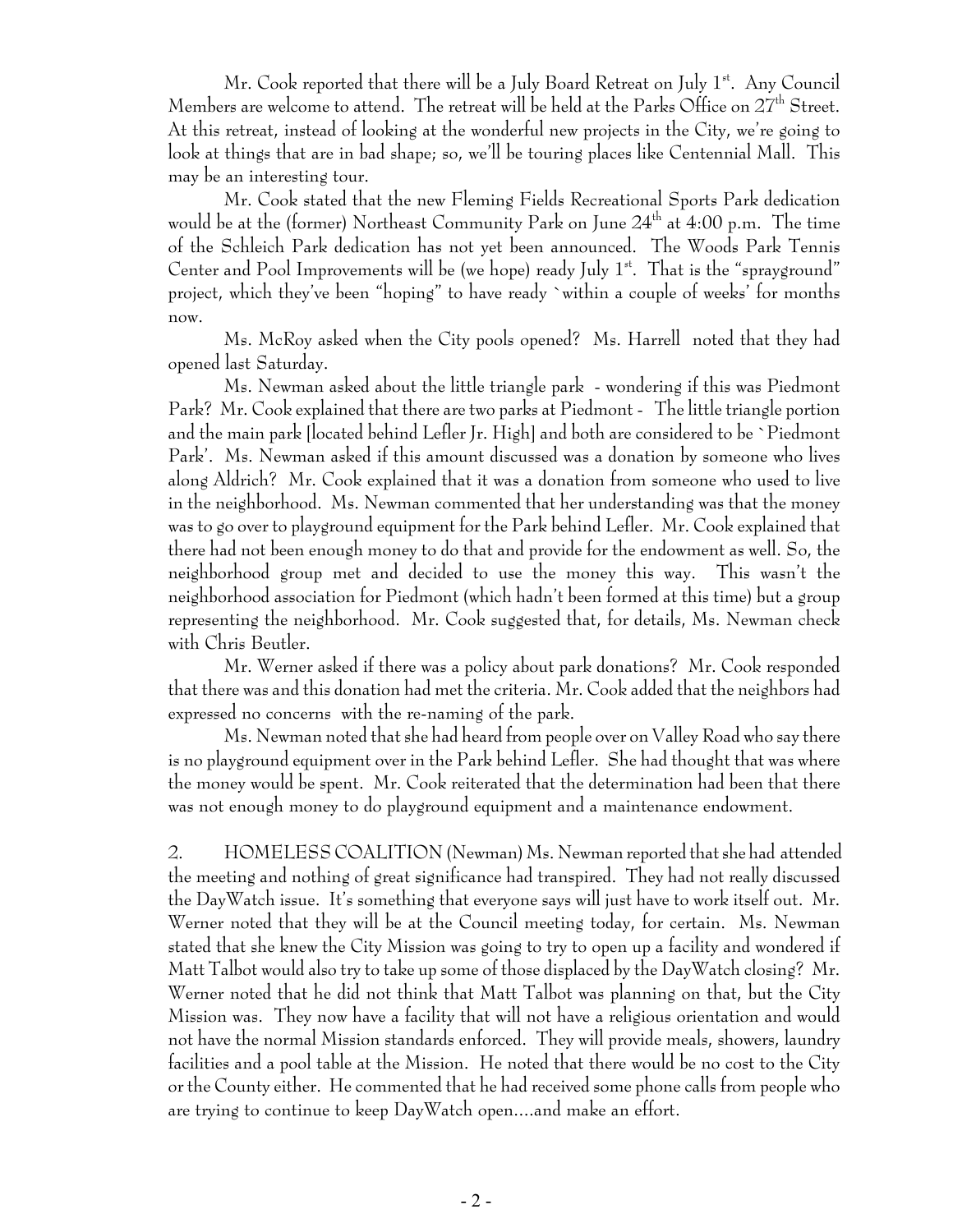Mr. Cook reported that there will be a July Board Retreat on July 1st. Any Council Members are welcome to attend. The retreat will be held at the Parks Office on 27th Street. At this retreat, instead of looking at the wonderful new projects in the City, we're going to look at things that are in bad shape; so, we'll be touring places like Centennial Mall. This may be an interesting tour.

Mr. Cook stated that the new Fleming Fields Recreational Sports Park dedication would be at the (former) Northeast Community Park on June 24th at 4:00 p.m. The time of the Schleich Park dedication has not yet been announced. The Woods Park Tennis Center and Pool Improvements will be (we hope) ready July 1st. That is the "sprayground" project, which they've been "hoping" to have ready `within a couple of weeks' for months now.

Ms. McRoy asked when the City pools opened? Ms. Harrell noted that they had opened last Saturday.

Ms. Newman asked about the little triangle park - wondering if this was Piedmont Park? Mr. Cook explained that there are two parks at Piedmont - The little triangle portion and the main park [located behind Lefler Jr. High] and both are considered to be `Piedmont Park'. Ms. Newman asked if this amount discussed was a donation by someone who lives along Aldrich? Mr. Cook explained that it was a donation from someone who used to live in the neighborhood. Ms. Newman commented that her understanding was that the money was to go over to playground equipment for the Park behind Lefler. Mr. Cook explained that there had not been enough money to do that and provide for the endowment as well. So, the neighborhood group met and decided to use the money this way. This wasn't the neighborhood association for Piedmont (which hadn't been formed at this time) but a group representing the neighborhood. Mr. Cook suggested that, for details, Ms. Newman check with Chris Beutler.

Mr. Werner asked if there was a policy about park donations? Mr. Cook responded that there was and this donation had met the criteria. Mr. Cook added that the neighbors had expressed no concerns with the re-naming of the park.

Ms. Newman noted that she had heard from people over on Valley Road who say there is no playground equipment over in the Park behind Lefler. She had thought that was where the money would be spent. Mr. Cook reiterated that the determination had been that there was not enough money to do playground equipment and a maintenance endowment.

2. HOMELESS COALITION (Newman) Ms. Newman reported that she had attended the meeting and nothing of great significance had transpired. They had not really discussed the DayWatch issue. It's something that everyone says will just have to work itself out. Mr. Werner noted that they will be at the Council meeting today, for certain. Ms. Newman stated that she knew the City Mission was going to try to open up a facility and wondered if Matt Talbot would also try to take up some of those displaced by the DayWatch closing? Mr. Werner noted that he did not think that Matt Talbot was planning on that, but the City Mission was. They now have a facility that will not have a religious orientation and would not have the normal Mission standards enforced. They will provide meals, showers, laundry facilities and a pool table at the Mission. He noted that there would be no cost to the City or the County either. He commented that he had received some phone calls from people who are trying to continue to keep DayWatch open....and make an effort.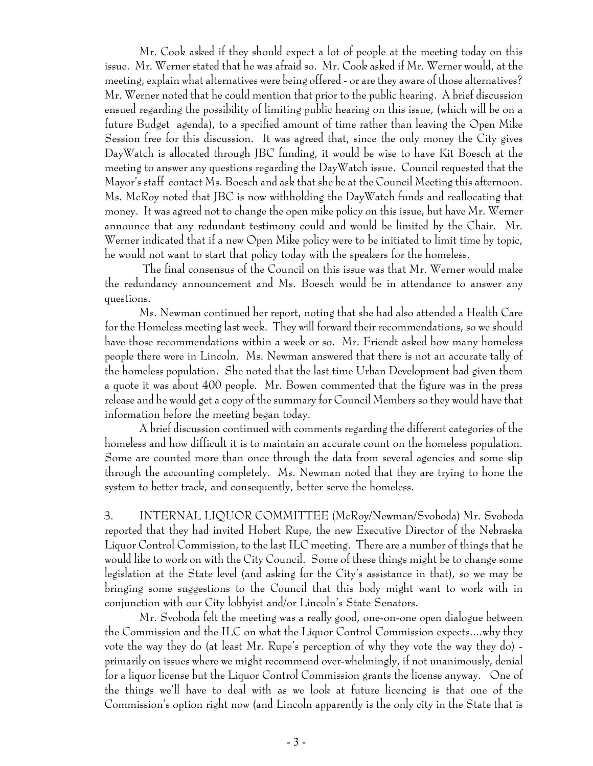Mr. Cook asked if they should expect a lot of people at the meeting today on this issue. Mr. Werner stated that he was afraid so. Mr. Cook asked if Mr. Werner would, at the meeting, explain what alternatives were being offered - or are they aware of those alternatives? Mr. Werner noted that he could mention that prior to the public hearing. A brief discussion ensued regarding the possibility of limiting public hearing on this issue, (which will be on a future Budget agenda), to a specified amount of time rather than leaving the Open Mike Session free for this discussion. It was agreed that, since the only money the City gives DayWatch is allocated through JBC funding, it would be wise to have Kit Boesch at the meeting to answer any questions regarding the DayWatch issue. Council requested that the Mayor's staff contact Ms. Boesch and ask that she be at the Council Meeting this afternoon. Ms. McRoy noted that JBC is now withholding the DayWatch funds and reallocating that money. It was agreed not to change the open mike policy on this issue, but have Mr. Werner announce that any redundant testimony could and would be limited by the Chair. Mr. Werner indicated that if a new Open Mike policy were to be initiated to limit time by topic, he would not want to start that policy today with the speakers for the homeless.

The final consensus of the Council on this issue was that Mr. Werner would make the redundancy announcement and Ms. Boesch would be in attendance to answer any questions.

Ms. Newman continued her report, noting that she had also attended a Health Care for the Homeless meeting last week. They will forward their recommendations, so we should have those recommendations within a week or so. Mr. Friendt asked how many homeless people there were in Lincoln. Ms. Newman answered that there is not an accurate tally of the homeless population. She noted that the last time Urban Development had given them a quote it was about 400 people. Mr. Bowen commented that the figure was in the press release and he would get a copy of the summary for Council Members so they would have that information before the meeting began today.

A brief discussion continued with comments regarding the different categories of the homeless and how difficult it is to maintain an accurate count on the homeless population. Some are counted more than once through the data from several agencies and some slip through the accounting completely. Ms. Newman noted that they are trying to hone the system to better track, and consequently, better serve the homeless.

3. INTERNAL LIQUOR COMMITTEE (McRoy/Newman/Svoboda) Mr. Svoboda reported that they had invited Hobert Rupe, the new Executive Director of the Nebraska Liquor Control Commission, to the last ILC meeting. There are a number of things that he would like to work on with the City Council. Some of these things might be to change some legislation at the State level (and asking for the City's assistance in that), so we may be bringing some suggestions to the Council that this body might want to work with in conjunction with our City lobbyist and/or Lincoln's State Senators.

Mr. Svoboda felt the meeting was a really good, one-on-one open dialogue between the Commission and the ILC on what the Liquor Control Commission expects....why they vote the way they do (at least Mr. Rupe's perception of why they vote the way they do) - primarily on issues where we might recommend over-whelmingly, if not unanimously, denial for a liquor license but the Liquor Control Commission grants the license anyway. One of the things we'll have to deal with as we look at future licencing is that one of the Commission's option right now (and Lincoln apparently is the only city in the State that is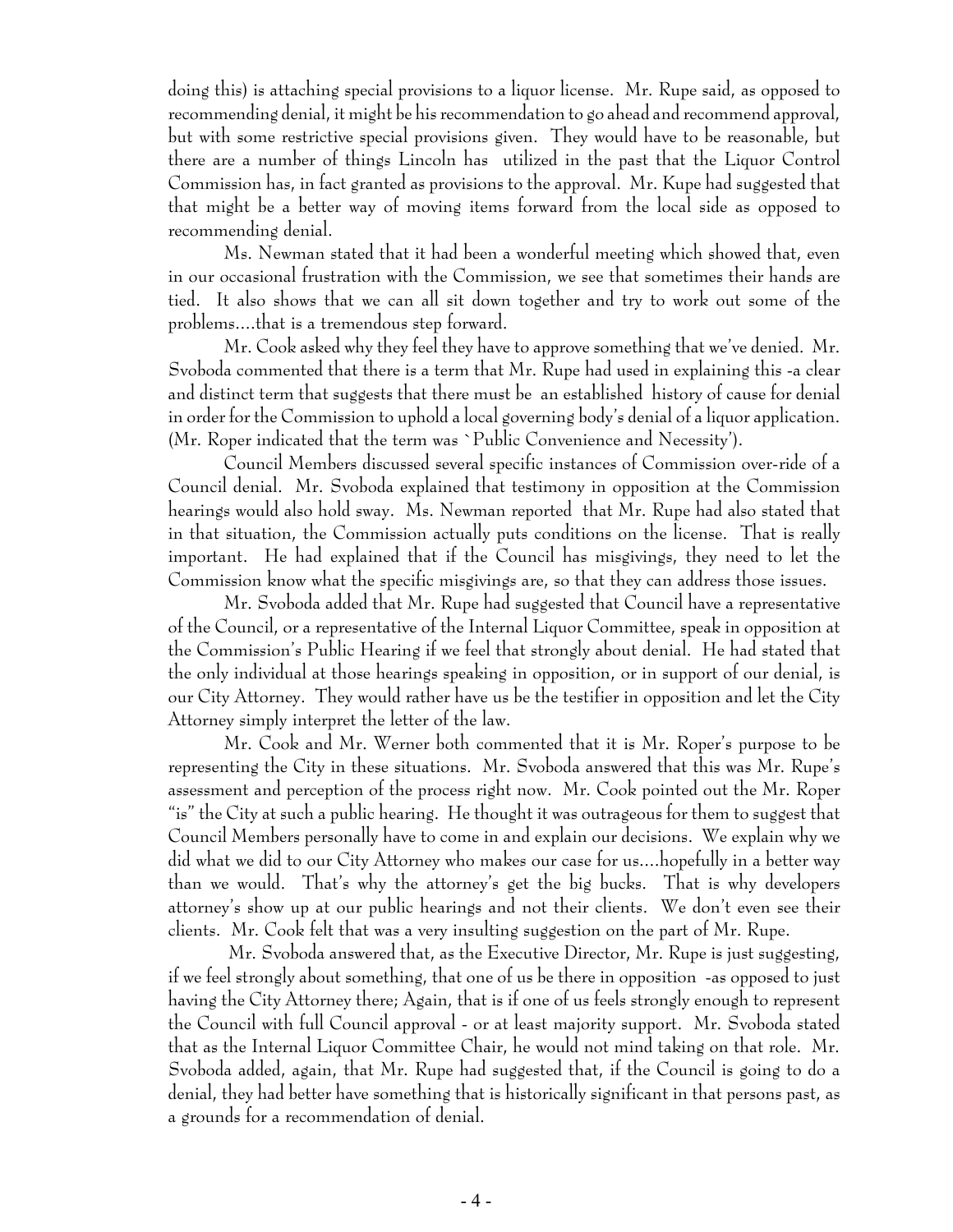doing this) is attaching special provisions to a liquor license. Mr. Rupe said, as opposed to recommending denial, it might be his recommendation to go ahead and recommend approval, but with some restrictive special provisions given. They would have to be reasonable, but there are a number of things Lincoln has utilized in the past that the Liquor Control Commission has, in fact granted as provisions to the approval. Mr. Kupe had suggested that that might be a better way of moving items forward from the local side as opposed to recommending denial.

Ms. Newman stated that it had been a wonderful meeting which showed that, even in our occasional frustration with the Commission, we see that sometimes their hands are tied. It also shows that we can all sit down together and try to work out some of the problems....that is a tremendous step forward.

Mr. Cook asked why they feel they have to approve something that we've denied. Mr. Svoboda commented that there is a term that Mr. Rupe had used in explaining this -a clear and distinct term that suggests that there must be an established history of cause for denial in order for the Commission to uphold a local governing body's denial of a liquor application. (Mr. Roper indicated that the term was `Public Convenience and Necessity').

Council Members discussed several specific instances of Commission over-ride of a Council denial. Mr. Svoboda explained that testimony in opposition at the Commission hearings would also hold sway. Ms. Newman reported that Mr. Rupe had also stated that in that situation, the Commission actually puts conditions on the license. That is really important. He had explained that if the Council has misgivings, they need to let the Commission know what the specific misgivings are, so that they can address those issues.

Mr. Svoboda added that Mr. Rupe had suggested that Council have a representative of the Council, or a representative of the Internal Liquor Committee, speak in opposition at the Commission's Public Hearing if we feel that strongly about denial. He had stated that the only individual at those hearings speaking in opposition, or in support of our denial, is our City Attorney. They would rather have us be the testifier in opposition and let the City Attorney simply interpret the letter of the law.

Mr. Cook and Mr. Werner both commented that it is Mr. Roper's purpose to be representing the City in these situations. Mr. Svoboda answered that this was Mr. Rupe's assessment and perception of the process right now. Mr. Cook pointed out the Mr. Roper "is" the City at such a public hearing. He thought it was outrageous for them to suggest that Council Members personally have to come in and explain our decisions. We explain why we did what we did to our City Attorney who makes our case for us....hopefully in a better way than we would. That's why the attorney's get the big bucks. That is why developers attorney's show up at our public hearings and not their clients. We don't even see their clients. Mr. Cook felt that was a very insulting suggestion on the part of Mr. Rupe.

Mr. Svoboda answered that, as the Executive Director, Mr. Rupe is just suggesting, if we feel strongly about something, that one of us be there in opposition -as opposed to just having the City Attorney there; Again, that is if one of us feels strongly enough to represent the Council with full Council approval - or at least majority support. Mr. Svoboda stated that as the Internal Liquor Committee Chair, he would not mind taking on that role. Mr. Svoboda added, again, that Mr. Rupe had suggested that, if the Council is going to do a denial, they had better have something that is historically significant in that persons past, as a grounds for a recommendation of denial.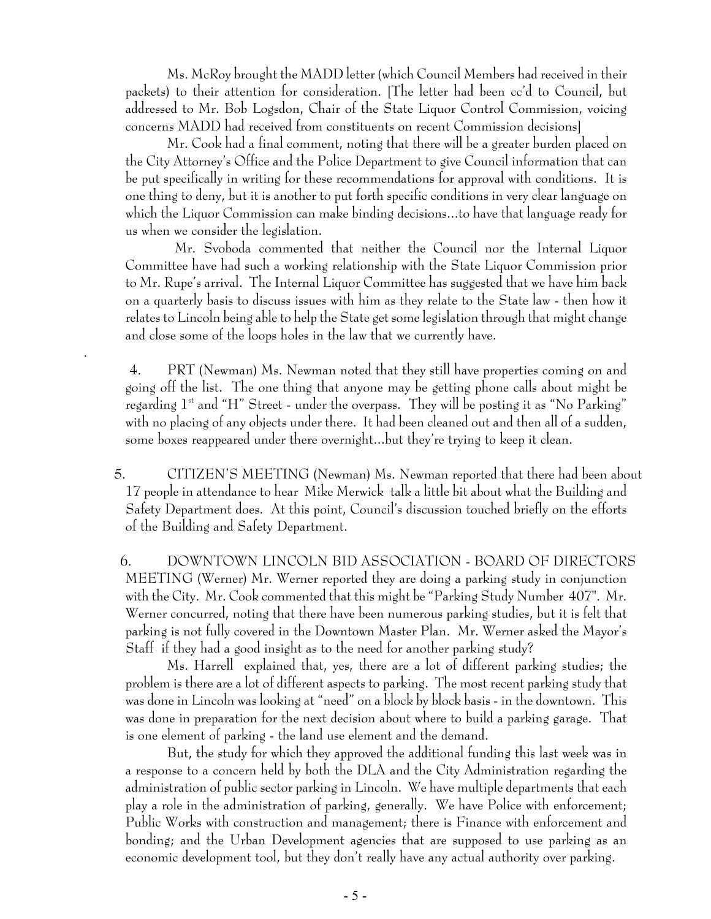Ms. McRoy brought the MADD letter (which Council Members had received in their packets) to their attention for consideration. [The letter had been cc'd to Council, but addressed to Mr. Bob Logsdon, Chair of the State Liquor Control Commission, voicing concerns MADD had received from constituents on recent Commission decisions]

Mr. Cook had a final comment, noting that there will be a greater burden placed on the City Attorney's Office and the Police Department to give Council information that can be put specifically in writing for these recommendations for approval with conditions. It is one thing to deny, but it is another to put forth specific conditions in very clear language on which the Liquor Commission can make binding decisions...to have that language ready for us when we consider the legislation.

Mr. Svoboda commented that neither the Council nor the Internal Liquor Committee have had such a working relationship with the State Liquor Commission prior to Mr. Rupe's arrival. The Internal Liquor Committee has suggested that we have him back on a quarterly basis to discuss issues with him as they relate to the State law - then how it relates to Lincoln being able to help the State get some legislation through that might change and close some of the loops holes in the law that we currently have.

4. PRT (Newman) Ms. Newman noted that they still have properties coming on and going off the list. The one thing that anyone may be getting phone calls about might be regarding 1st and "H" Street - under the overpass. They will be posting it as "No Parking" with no placing of any objects under there. It had been cleaned out and then all of a sudden, some boxes reappeared under there overnight...but they're trying to keep it clean.

5. CITIZEN'S MEETING (Newman) Ms. Newman reported that there had been about 17 people in attendance to hear Mike Merwick talk a little bit about what the Building and Safety Department does. At this point, Council's discussion touched briefly on the efforts of the Building and Safety Department.

6. DOWNTOWN LINCOLN BID ASSOCIATION - BOARD OF DIRECTORS MEETING (Werner) Mr. Werner reported they are doing a parking study in conjunction with the City. Mr. Cook commented that this might be "Parking Study Number 407". Mr. Werner concurred, noting that there have been numerous parking studies, but it is felt that parking is not fully covered in the Downtown Master Plan. Mr. Werner asked the Mayor's Staff if they had a good insight as to the need for another parking study?

Ms. Harrell explained that, yes, there are a lot of different parking studies; the problem is there are a lot of different aspects to parking. The most recent parking study that was done in Lincoln was looking at "need" on a block by block basis - in the downtown. This was done in preparation for the next decision about where to build a parking garage. That is one element of parking - the land use element and the demand.

But, the study for which they approved the additional funding this last week was in a response to a concern held by both the DLA and the City Administration regarding the administration of public sector parking in Lincoln. We have multiple departments that each play a role in the administration of parking, generally. We have Police with enforcement; Public Works with construction and management; there is Finance with enforcement and bonding; and the Urban Development agencies that are supposed to use parking as an economic development tool, but they don't really have any actual authority over parking.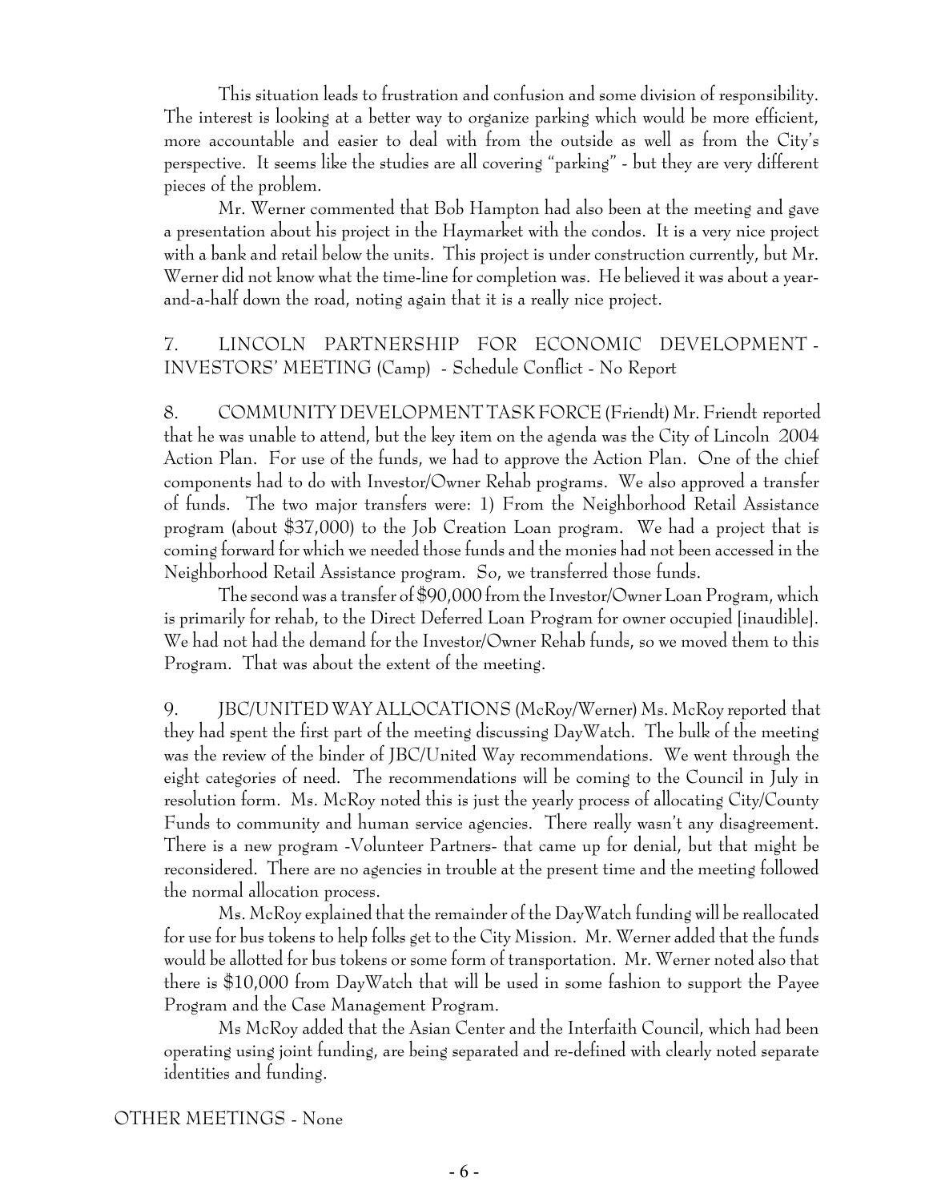This situation leads to frustration and confusion and some division of responsibility. The interest is looking at a better way to organize parking which would be more efficient, more accountable and easier to deal with from the outside as well as from the City's perspective. It seems like the studies are all covering "parking" - but they are very different pieces of the problem.

Mr. Werner commented that Bob Hampton had also been at the meeting and gave a presentation about his project in the Haymarket with the condos. It is a very nice project with a bank and retail below the units. This project is under construction currently, but Mr. Werner did not know what the time-line for completion was. He believed it was about a year-and-a-half down the road, noting again that it is a really nice project.

7. LINCOLN PARTNERSHIP FOR ECONOMIC DEVELOPMENT - INVESTORS' MEETING (Camp) - Schedule Conflict - No Report

8. COMMUNITY DEVELOPMENT TASK FORCE (Friendt) Mr. Friendt reported that he was unable to attend, but the key item on the agenda was the City of Lincoln 2004 Action Plan. For use of the funds, we had to approve the Action Plan. One of the chief components had to do with Investor/Owner Rehab programs. We also approved a transfer of funds. The two major transfers were: 1) From the Neighborhood Retail Assistance program (about $37,000) to the Job Creation Loan program. We had a project that is coming forward for which we needed those funds and the monies had not been accessed in the Neighborhood Retail Assistance program. So, we transferred those funds.

The second was a transfer of $90,000 from the Investor/Owner Loan Program, which is primarily for rehab, to the Direct Deferred Loan Program for owner occupied [inaudible]. We had not had the demand for the Investor/Owner Rehab funds, so we moved them to this Program. That was about the extent of the meeting.

9. JBC/UNITED WAY ALLOCATIONS (McRoy/Werner) Ms. McRoy reported that they had spent the first part of the meeting discussing DayWatch. The bulk of the meeting was the review of the binder of JBC/United Way recommendations. We went through the eight categories of need. The recommendations will be coming to the Council in July in resolution form. Ms. McRoy noted this is just the yearly process of allocating City/County Funds to community and human service agencies. There really wasn't any disagreement. There is a new program -Volunteer Partners- that came up for denial, but that might be reconsidered. There are no agencies in trouble at the present time and the meeting followed the normal allocation process.

Ms. McRoy explained that the remainder of the DayWatch funding will be reallocated for use for bus tokens to help folks get to the City Mission. Mr. Werner added that the funds would be allotted for bus tokens or some form of transportation. Mr. Werner noted also that there is $10,000 from DayWatch that will be used in some fashion to support the Payee Program and the Case Management Program.

Ms McRoy added that the Asian Center and the Interfaith Council, which had been operating using joint funding, are being separated and re-defined with clearly noted separate identities and funding.

OTHER MEETINGS - None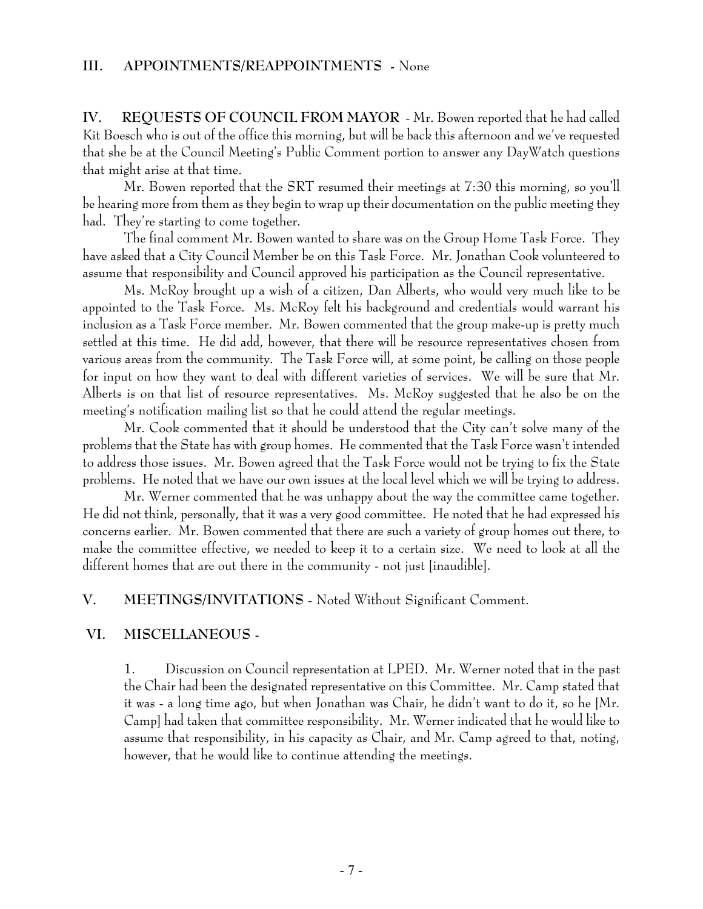## III. APPOINTMENTS/REAPPOINTMENTS - None

**IV. REQUESTS OF COUNCIL FROM MAYOR** - Mr. Bowen reported that he had called Kit Boesch who is out of the office this morning, but will be back this afternoon and we've requested that she be at the Council Meeting's Public Comment portion to answer any DayWatch questions that might arise at that time.

Mr. Bowen reported that the SRT resumed their meetings at 7:30 this morning, so you'll be hearing more from them as they begin to wrap up their documentation on the public meeting they had. They're starting to come together.

The final comment Mr. Bowen wanted to share was on the Group Home Task Force. They have asked that a City Council Member be on this Task Force. Mr. Jonathan Cook volunteered to assume that responsibility and Council approved his participation as the Council representative.

Ms. McRoy brought up a wish of a citizen, Dan Alberts, who would very much like to be appointed to the Task Force. Ms. McRoy felt his background and credentials would warrant his inclusion as a Task Force member. Mr. Bowen commented that the group make-up is pretty much settled at this time. He did add, however, that there will be resource representatives chosen from various areas from the community. The Task Force will, at some point, be calling on those people for input on how they want to deal with different varieties of services. We will be sure that Mr. Alberts is on that list of resource representatives. Ms. McRoy suggested that he also be on the meeting's notification mailing list so that he could attend the regular meetings.

Mr. Cook commented that it should be understood that the City can't solve many of the problems that the State has with group homes. He commented that the Task Force wasn't intended to address those issues. Mr. Bowen agreed that the Task Force would not be trying to fix the State problems. He noted that we have our own issues at the local level which we will be trying to address.

Mr. Werner commented that he was unhappy about the way the committee came together. He did not think, personally, that it was a very good committee. He noted that he had expressed his concerns earlier. Mr. Bowen commented that there are such a variety of group homes out there, to make the committee effective, we needed to keep it to a certain size. We need to look at all the different homes that are out there in the community - not just [inaudible].

## V. MEETINGS/INVITATIONS - Noted Without Significant Comment.

## VI. MISCELLANEOUS -

1. Discussion on Council representation at LPED. Mr. Werner noted that in the past the Chair had been the designated representative on this Committee. Mr. Camp stated that it was - a long time ago, but when Jonathan was Chair, he didn't want to do it, so he [Mr. Camp] had taken that committee responsibility. Mr. Werner indicated that he would like to assume that responsibility, in his capacity as Chair, and Mr. Camp agreed to that, noting, however, that he would like to continue attending the meetings.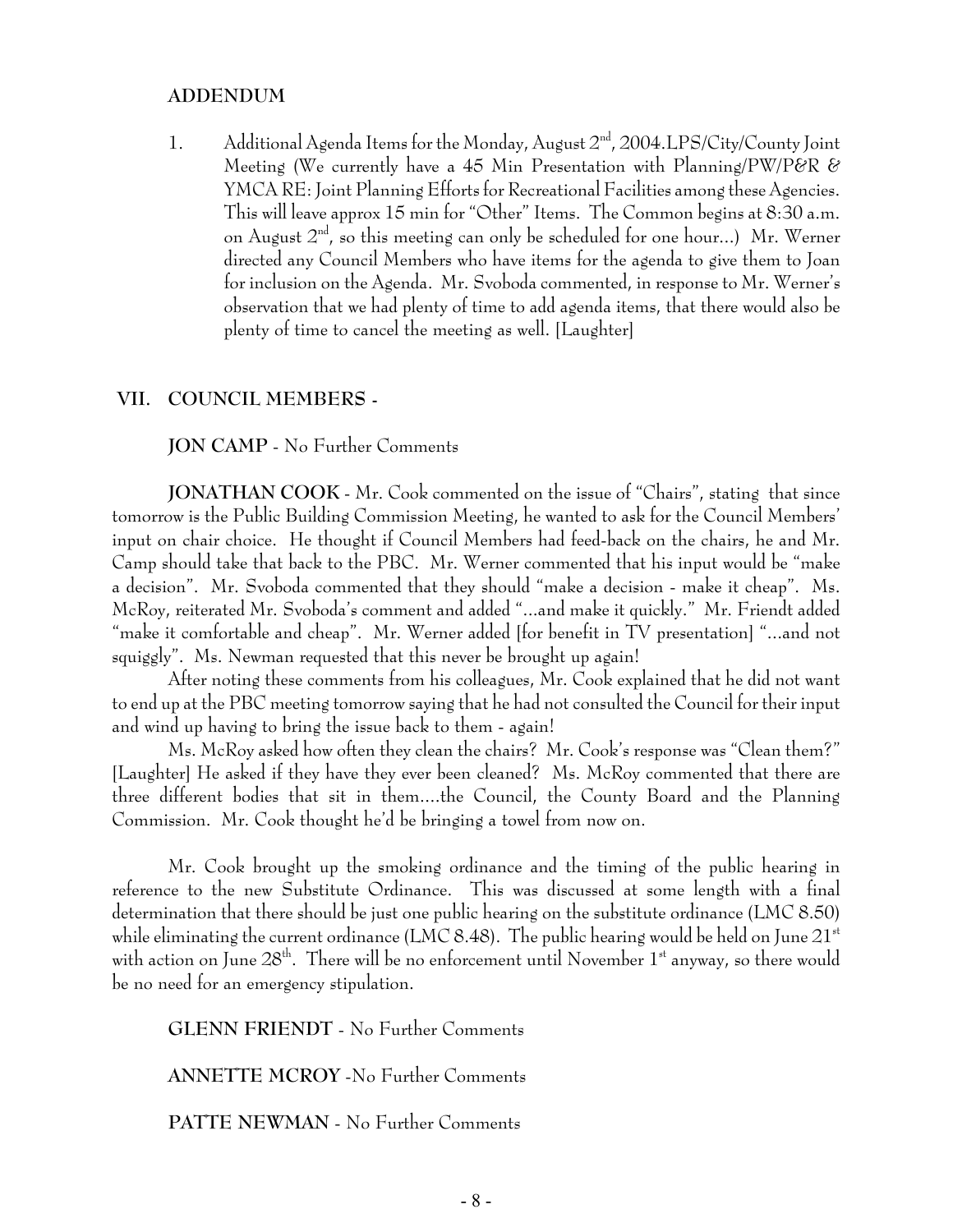### ADDENDUM

1. Additional Agenda Items for the Monday, August 2nd, 2004.LPS/City/County Joint Meeting (We currently have a 45 Min Presentation with Planning/PW/P&R & YMCA RE: Joint Planning Efforts for Recreational Facilities among these Agencies. This will leave approx 15 min for "Other" Items. The Common begins at 8:30 a.m. on August 2nd, so this meeting can only be scheduled for one hour...) Mr. Werner directed any Council Members who have items for the agenda to give them to Joan for inclusion on the Agenda. Mr. Svoboda commented, in response to Mr. Werner's observation that we had plenty of time to add agenda items, that there would also be plenty of time to cancel the meeting as well. [Laughter]

## VII. COUNCIL MEMBERS -

**JON CAMP** - No Further Comments

**JONATHAN COOK** - Mr. Cook commented on the issue of "Chairs", stating that since tomorrow is the Public Building Commission Meeting, he wanted to ask for the Council Members' input on chair choice. He thought if Council Members had feed-back on the chairs, he and Mr. Camp should take that back to the PBC. Mr. Werner commented that his input would be "make a decision". Mr. Svoboda commented that they should "make a decision - make it cheap". Ms. McRoy, reiterated Mr. Svoboda's comment and added "...and make it quickly." Mr. Friendt added "make it comfortable and cheap". Mr. Werner added [for benefit in TV presentation] "...and not squiggly". Ms. Newman requested that this never be brought up again!

After noting these comments from his colleagues, Mr. Cook explained that he did not want to end up at the PBC meeting tomorrow saying that he had not consulted the Council for their input and wind up having to bring the issue back to them - again!

Ms. McRoy asked how often they clean the chairs? Mr. Cook's response was "Clean them?" [Laughter] He asked if they have they ever been cleaned? Ms. McRoy commented that there are three different bodies that sit in them....the Council, the County Board and the Planning Commission. Mr. Cook thought he'd be bringing a towel from now on.

Mr. Cook brought up the smoking ordinance and the timing of the public hearing in reference to the new Substitute Ordinance. This was discussed at some length with a final determination that there should be just one public hearing on the substitute ordinance (LMC 8.50) while eliminating the current ordinance (LMC 8.48). The public hearing would be held on June 21st with action on June 28th. There will be no enforcement until November 1st anyway, so there would be no need for an emergency stipulation.

**GLENN FRIENDT** - No Further Comments

**ANNETTE MCROY** -No Further Comments

**PATTE NEWMAN** - No Further Comments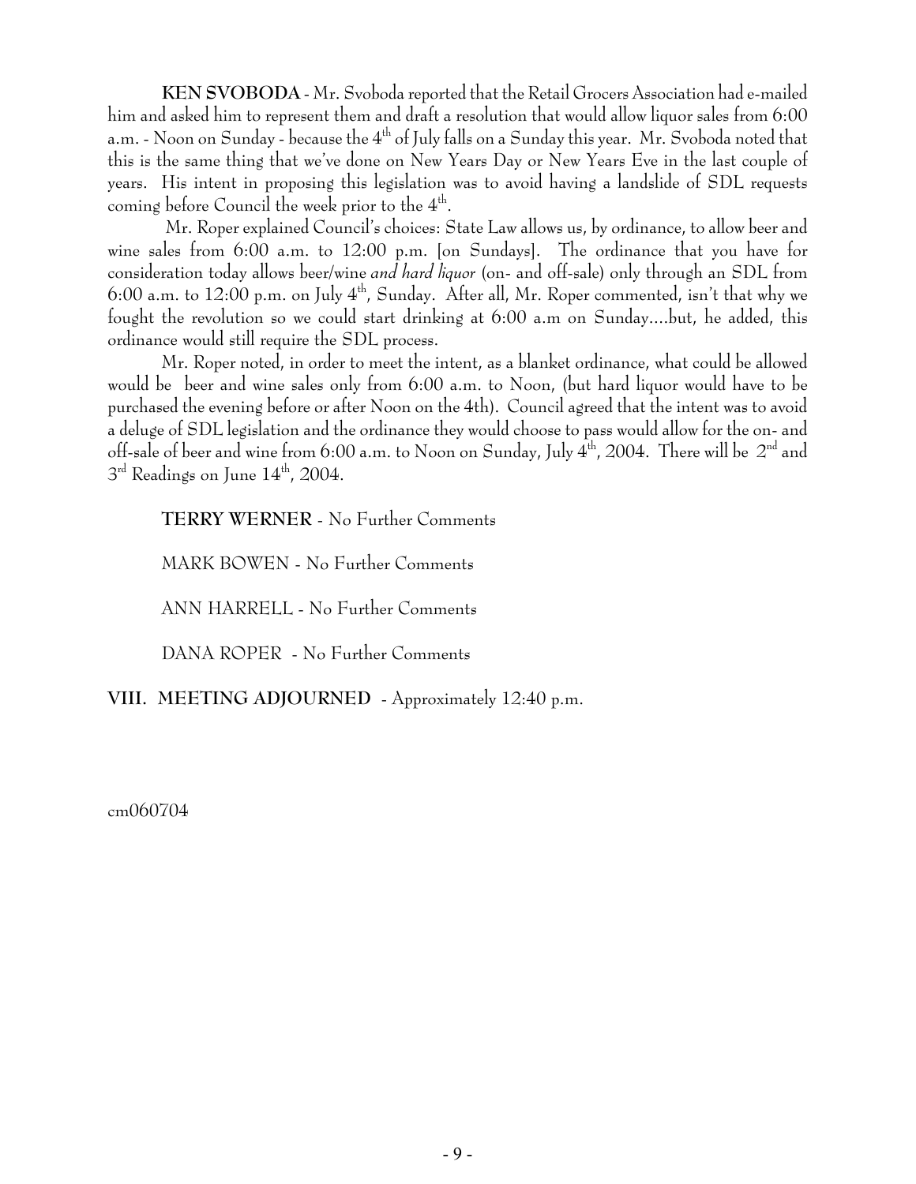**KEN SVOBODA** - Mr. Svoboda reported that the Retail Grocers Association had e-mailed him and asked him to represent them and draft a resolution that would allow liquor sales from 6:00 a.m. - Noon on Sunday - because the 4th of July falls on a Sunday this year. Mr. Svoboda noted that this is the same thing that we've done on New Years Day or New Years Eve in the last couple of years. His intent in proposing this legislation was to avoid having a landslide of SDL requests coming before Council the week prior to the 4th.

Mr. Roper explained Council's choices: State Law allows us, by ordinance, to allow beer and wine sales from 6:00 a.m. to 12:00 p.m. [on Sundays]. The ordinance that you have for consideration today allows beer/wine *and hard liquor* (on- and off-sale) only through an SDL from 6:00 a.m. to 12:00 p.m. on July 4th, Sunday. After all, Mr. Roper commented, isn't that why we fought the revolution so we could start drinking at 6:00 a.m on Sunday....but, he added, this ordinance would still require the SDL process.

Mr. Roper noted, in order to meet the intent, as a blanket ordinance, what could be allowed would be beer and wine sales only from 6:00 a.m. to Noon, (but hard liquor would have to be purchased the evening before or after Noon on the 4th). Council agreed that the intent was to avoid a deluge of SDL legislation and the ordinance they would choose to pass would allow for the on- and off-sale of beer and wine from 6:00 a.m. to Noon on Sunday, July 4th, 2004. There will be 2nd and 3rd Readings on June 14th, 2004.

**TERRY WERNER** - No Further Comments

MARK BOWEN - No Further Comments

ANN HARRELL - No Further Comments

DANA ROPER - No Further Comments

**VIII. MEETING ADJOURNED** - Approximately 12:40 p.m.

cm060704